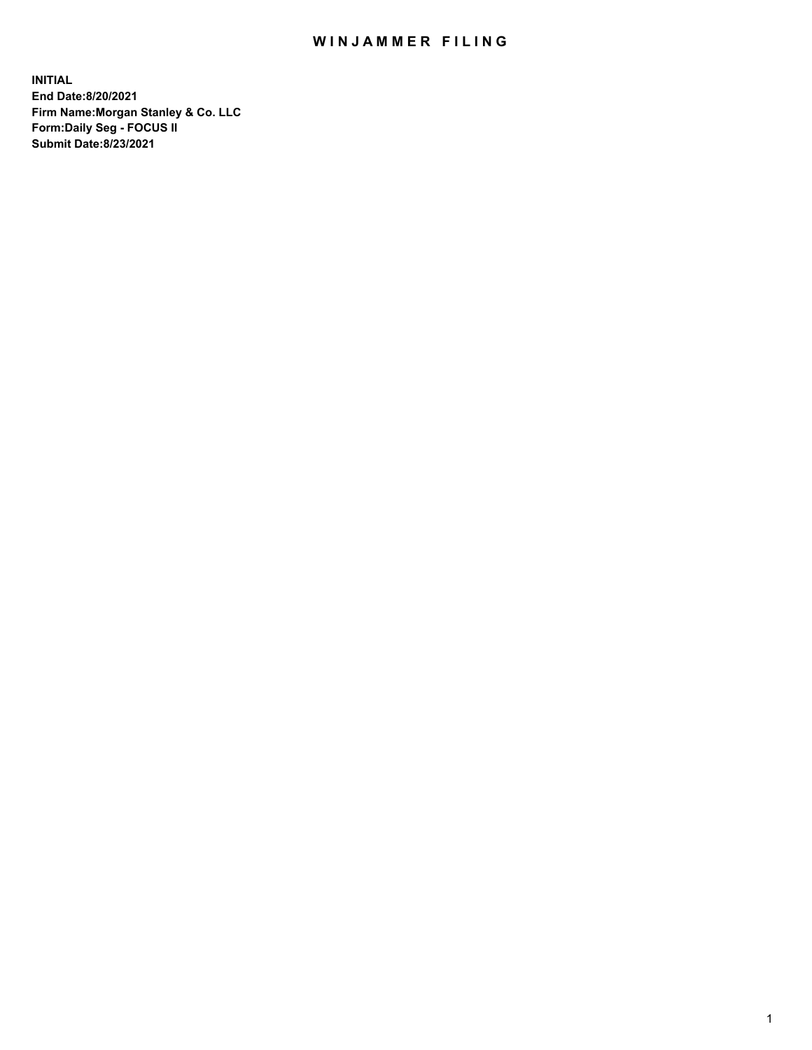# WINJAMMER FILING

**INITIAL**
**End Date:8/20/2021**
**Firm Name:Morgan Stanley & Co. LLC**
**Form:Daily Seg - FOCUS II**
**Submit Date:8/23/2021**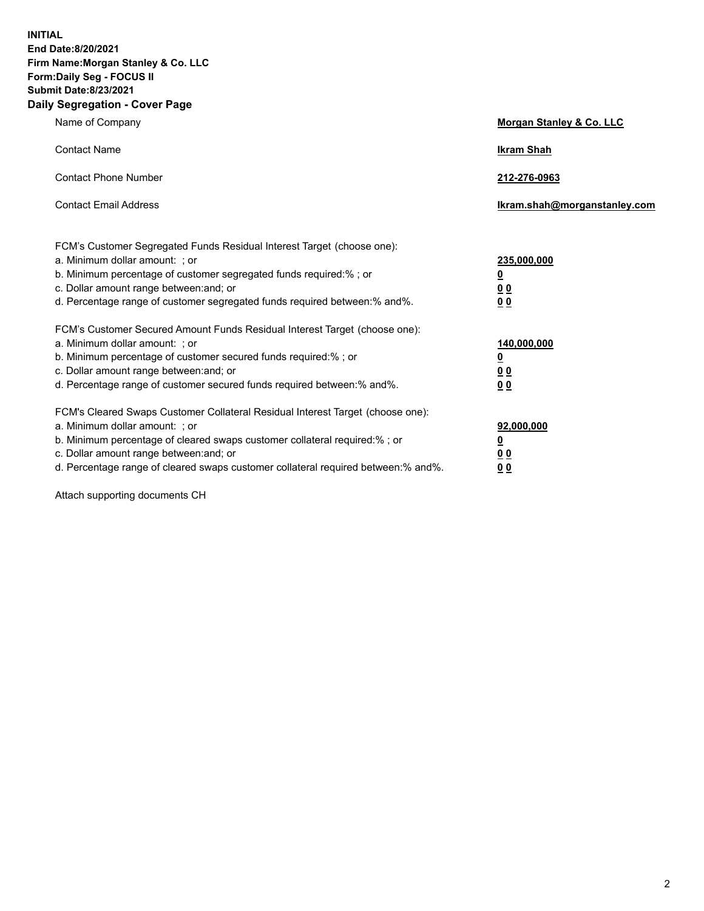**INITIAL**
**End Date:8/20/2021**
**Firm Name:Morgan Stanley & Co. LLC**
**Form:Daily Seg - FOCUS II**
**Submit Date:8/23/2021**

## Daily Segregation - Cover Page

| | |
|---|---|
| Name of Company | **Morgan Stanley & Co. LLC** |
| Contact Name | **Ikram Shah** |
| Contact Phone Number | **212-276-0963** |
| Contact Email Address | **Ikram.shah@morganstanley.com** |

| | |
|---|---|
| FCM's Customer Segregated Funds Residual Interest Target (choose one): | |
| a. Minimum dollar amount: ; or | **235,000,000** |
| b. Minimum percentage of customer segregated funds required:% ; or | **0** |
| c. Dollar amount range between:and; or | **0 0** |
| d. Percentage range of customer segregated funds required between:% and%. | **0 0** |
| FCM's Customer Secured Amount Funds Residual Interest Target (choose one): | |
| a. Minimum dollar amount: ; or | **140,000,000** |
| b. Minimum percentage of customer secured funds required:% ; or | **0** |
| c. Dollar amount range between:and; or | **0 0** |
| d. Percentage range of customer secured funds required between:% and%. | **0 0** |
| FCM's Cleared Swaps Customer Collateral Residual Interest Target (choose one): | |
| a. Minimum dollar amount: ; or | **92,000,000** |
| b. Minimum percentage of cleared swaps customer collateral required:% ; or | **0** |
| c. Dollar amount range between:and; or | **0 0** |
| d. Percentage range of cleared swaps customer collateral required between:% and%. | **0 0** |

Attach supporting documents CH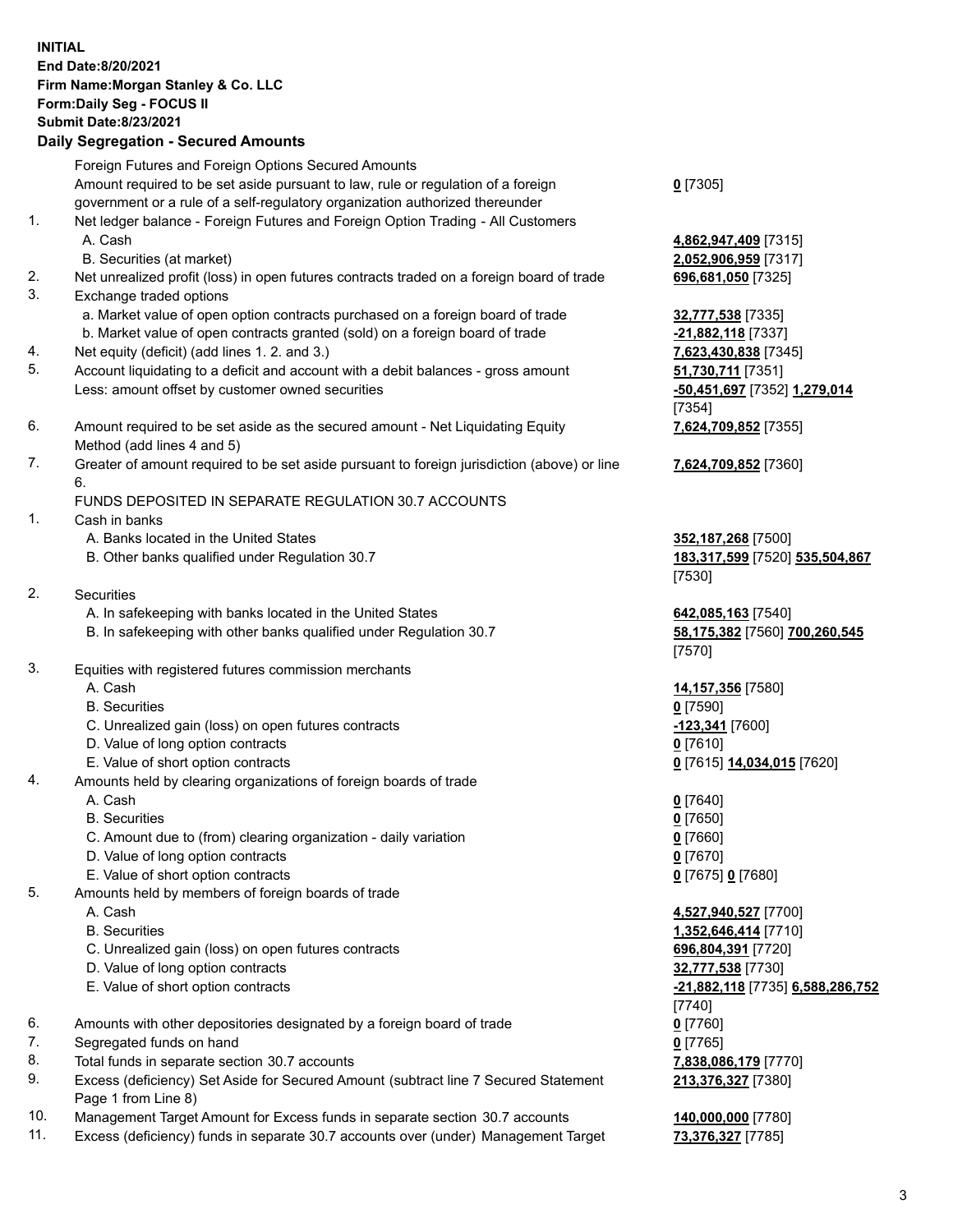**INITIAL**
**End Date:8/20/2021**
**Firm Name:Morgan Stanley & Co. LLC**
**Form:Daily Seg - FOCUS II**
**Submit Date:8/23/2021**

### Daily Segregation - Secured Amounts

| | | |
|---|---|---|
| | Foreign Futures and Foreign Options Secured Amounts | |
| | Amount required to be set aside pursuant to law, rule or regulation of a foreign government or a rule of a self-regulatory organization authorized thereunder | **0** [7305] |
| 1. | Net ledger balance - Foreign Futures and Foreign Option Trading - All Customers | |
| | A. Cash | **4,862,947,409** [7315] |
| | B. Securities (at market) | **2,052,906,959** [7317] |
| 2. | Net unrealized profit (loss) in open futures contracts traded on a foreign board of trade | **696,681,050** [7325] |
| 3. | Exchange traded options | |
| | a. Market value of open option contracts purchased on a foreign board of trade | **32,777,538** [7335] |
| | b. Market value of open contracts granted (sold) on a foreign board of trade | **-21,882,118** [7337] |
| 4. | Net equity (deficit) (add lines 1. 2. and 3.) | **7,623,430,838** [7345] |
| 5. | Account liquidating to a deficit and account with a debit balances - gross amount | **51,730,711** [7351] |
| | Less: amount offset by customer owned securities | **-50,451,697** [7352] **1,279,014** [7354] |
| 6. | Amount required to be set aside as the secured amount - Net Liquidating Equity Method (add lines 4 and 5) | **7,624,709,852** [7355] |
| 7. | Greater of amount required to be set aside pursuant to foreign jurisdiction (above) or line 6. | **7,624,709,852** [7360] |
| | FUNDS DEPOSITED IN SEPARATE REGULATION 30.7 ACCOUNTS | |
| 1. | Cash in banks | |
| | A. Banks located in the United States | **352,187,268** [7500] |
| | B. Other banks qualified under Regulation 30.7 | **183,317,599** [7520] **535,504,867** [7530] |
| 2. | Securities | |
| | A. In safekeeping with banks located in the United States | **642,085,163** [7540] |
| | B. In safekeeping with other banks qualified under Regulation 30.7 | **58,175,382** [7560] **700,260,545** [7570] |
| 3. | Equities with registered futures commission merchants | |
| | A. Cash | **14,157,356** [7580] |
| | B. Securities | **0** [7590] |
| | C. Unrealized gain (loss) on open futures contracts | **-123,341** [7600] |
| | D. Value of long option contracts | **0** [7610] |
| | E. Value of short option contracts | **0** [7615] **14,034,015** [7620] |
| 4. | Amounts held by clearing organizations of foreign boards of trade | |
| | A. Cash | **0** [7640] |
| | B. Securities | **0** [7650] |
| | C. Amount due to (from) clearing organization - daily variation | **0** [7660] |
| | D. Value of long option contracts | **0** [7670] |
| | E. Value of short option contracts | **0** [7675] **0** [7680] |
| 5. | Amounts held by members of foreign boards of trade | |
| | A. Cash | **4,527,940,527** [7700] |
| | B. Securities | **1,352,646,414** [7710] |
| | C. Unrealized gain (loss) on open futures contracts | **696,804,391** [7720] |
| | D. Value of long option contracts | **32,777,538** [7730] |
| | E. Value of short option contracts | **-21,882,118** [7735] **6,588,286,752** [7740] |
| 6. | Amounts with other depositories designated by a foreign board of trade | **0** [7760] |
| 7. | Segregated funds on hand | **0** [7765] |
| 8. | Total funds in separate section 30.7 accounts | **7,838,086,179** [7770] |
| 9. | Excess (deficiency) Set Aside for Secured Amount (subtract line 7 Secured Statement Page 1 from Line 8) | **213,376,327** [7380] |
| 10. | Management Target Amount for Excess funds in separate section 30.7 accounts | **140,000,000** [7780] |
| 11. | Excess (deficiency) funds in separate 30.7 accounts over (under) Management Target | **73,376,327** [7785] |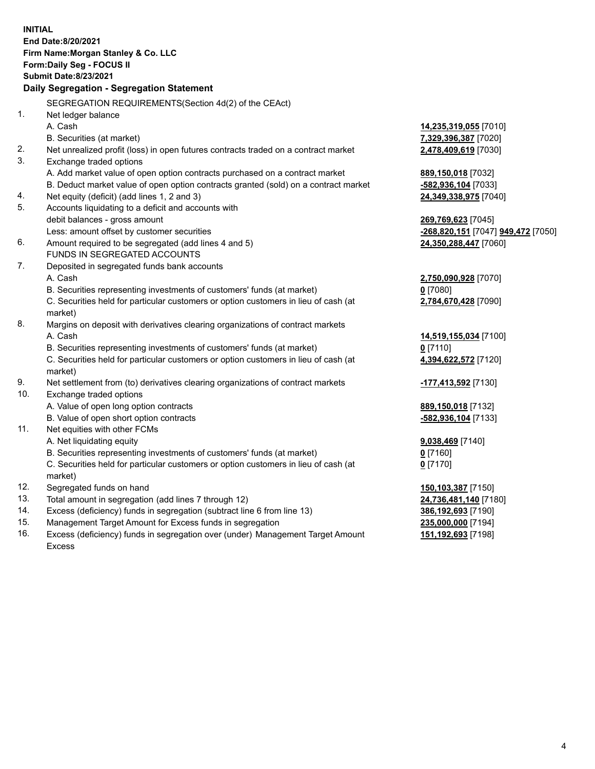**INITIAL**
**End Date:8/20/2021**
**Firm Name:Morgan Stanley & Co. LLC**
**Form:Daily Seg - FOCUS II**
**Submit Date:8/23/2021**

## Daily Segregation - Segregation Statement

| | | |
|---|---|---|
| | SEGREGATION REQUIREMENTS(Section 4d(2) of the CEAct) | |
| 1. | Net ledger balance | |
| | A. Cash | **14,235,319,055** [7010] |
| | B. Securities (at market) | **7,329,396,387** [7020] |
| 2. | Net unrealized profit (loss) in open futures contracts traded on a contract market | **2,478,409,619** [7030] |
| 3. | Exchange traded options | |
| | A. Add market value of open option contracts purchased on a contract market | **889,150,018** [7032] |
| | B. Deduct market value of open option contracts granted (sold) on a contract market | **-582,936,104** [7033] |
| 4. | Net equity (deficit) (add lines 1, 2 and 3) | **24,349,338,975** [7040] |
| 5. | Accounts liquidating to a deficit and accounts with debit balances - gross amount | **269,769,623** [7045] |
| | Less: amount offset by customer securities | **-268,820,151** [7047] **949,472** [7050] |
| 6. | Amount required to be segregated (add lines 4 and 5) | **24,350,288,447** [7060] |
| | FUNDS IN SEGREGATED ACCOUNTS | |
| 7. | Deposited in segregated funds bank accounts | |
| | A. Cash | **2,750,090,928** [7070] |
| | B. Securities representing investments of customers' funds (at market) | **0** [7080] |
| | C. Securities held for particular customers or option customers in lieu of cash (at market) | **2,784,670,428** [7090] |
| 8. | Margins on deposit with derivatives clearing organizations of contract markets | |
| | A. Cash | **14,519,155,034** [7100] |
| | B. Securities representing investments of customers' funds (at market) | **0** [7110] |
| | C. Securities held for particular customers or option customers in lieu of cash (at market) | **4,394,622,572** [7120] |
| 9. | Net settlement from (to) derivatives clearing organizations of contract markets | **-177,413,592** [7130] |
| 10. | Exchange traded options | |
| | A. Value of open long option contracts | **889,150,018** [7132] |
| | B. Value of open short option contracts | **-582,936,104** [7133] |
| 11. | Net equities with other FCMs | |
| | A. Net liquidating equity | **9,038,469** [7140] |
| | B. Securities representing investments of customers' funds (at market) | **0** [7160] |
| | C. Securities held for particular customers or option customers in lieu of cash (at market) | **0** [7170] |
| 12. | Segregated funds on hand | **150,103,387** [7150] |
| 13. | Total amount in segregation (add lines 7 through 12) | **24,736,481,140** [7180] |
| 14. | Excess (deficiency) funds in segregation (subtract line 6 from line 13) | **386,192,693** [7190] |
| 15. | Management Target Amount for Excess funds in segregation | **235,000,000** [7194] |
| 16. | Excess (deficiency) funds in segregation over (under) Management Target Amount Excess | **151,192,693** [7198] |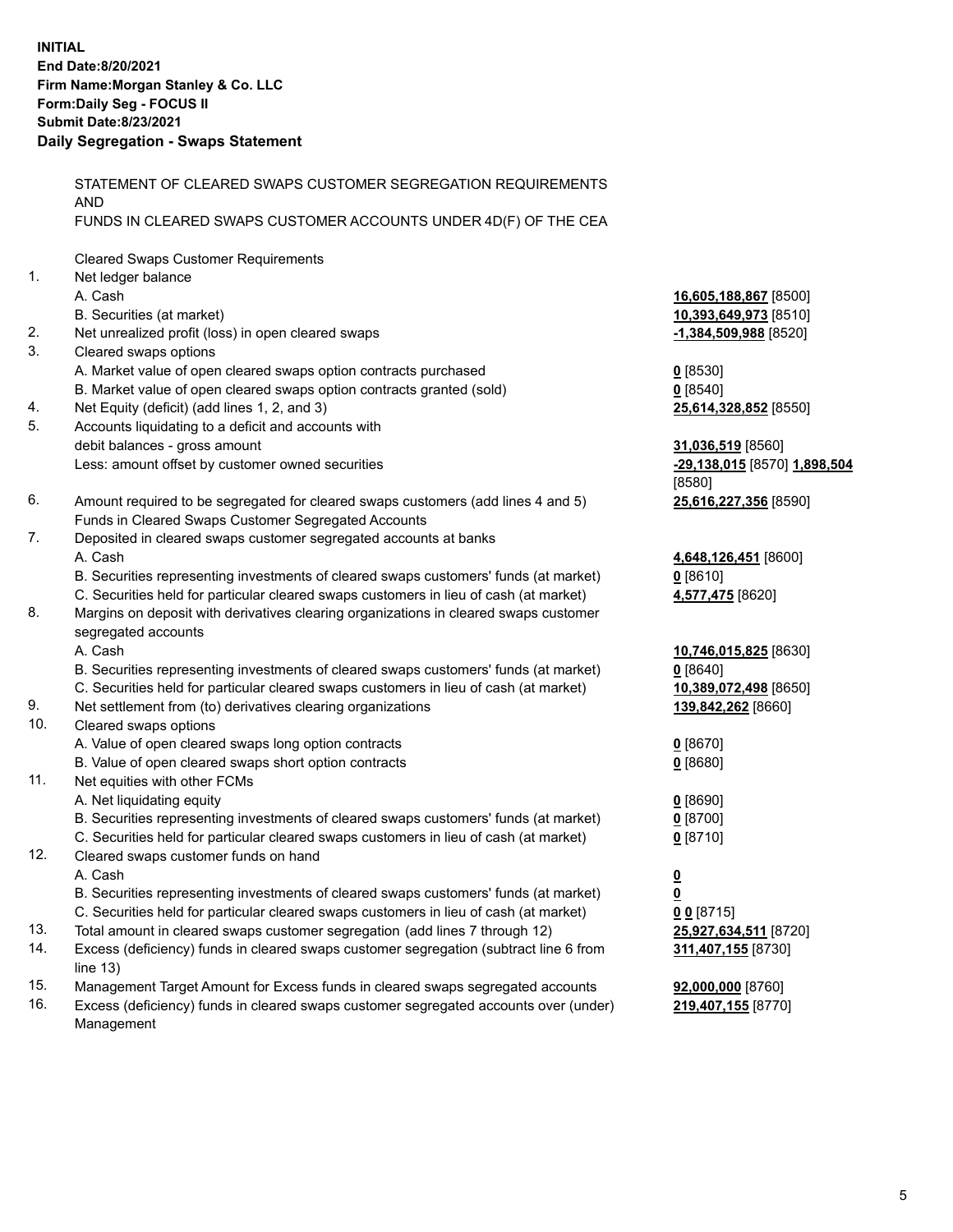**INITIAL**
**End Date:8/20/2021**
**Firm Name:Morgan Stanley & Co. LLC**
**Form:Daily Seg - FOCUS II**
**Submit Date:8/23/2021**
**Daily Segregation - Swaps Statement**

STATEMENT OF CLEARED SWAPS CUSTOMER SEGREGATION REQUIREMENTS AND
FUNDS IN CLEARED SWAPS CUSTOMER ACCOUNTS UNDER 4D(F) OF THE CEA

| | | |
|---|---|---|
| | Cleared Swaps Customer Requirements | |
| 1. | Net ledger balance | |
| | A. Cash | **16,605,188,867** [8500] |
| | B. Securities (at market) | **10,393,649,973** [8510] |
| 2. | Net unrealized profit (loss) in open cleared swaps | **-1,384,509,988** [8520] |
| 3. | Cleared swaps options | |
| | A. Market value of open cleared swaps option contracts purchased | **0** [8530] |
| | B. Market value of open cleared swaps option contracts granted (sold) | **0** [8540] |
| 4. | Net Equity (deficit) (add lines 1, 2, and 3) | **25,614,328,852** [8550] |
| 5. | Accounts liquidating to a deficit and accounts with debit balances - gross amount | **31,036,519** [8560] |
| | Less: amount offset by customer owned securities | **-29,138,015** [8570] **1,898,504** [8580] |
| 6. | Amount required to be segregated for cleared swaps customers (add lines 4 and 5) | **25,616,227,356** [8590] |
| | Funds in Cleared Swaps Customer Segregated Accounts | |
| 7. | Deposited in cleared swaps customer segregated accounts at banks | |
| | A. Cash | **4,648,126,451** [8600] |
| | B. Securities representing investments of cleared swaps customers' funds (at market) | **0** [8610] |
| | C. Securities held for particular cleared swaps customers in lieu of cash (at market) | **4,577,475** [8620] |
| 8. | Margins on deposit with derivatives clearing organizations in cleared swaps customer segregated accounts | |
| | A. Cash | **10,746,015,825** [8630] |
| | B. Securities representing investments of cleared swaps customers' funds (at market) | **0** [8640] |
| | C. Securities held for particular cleared swaps customers in lieu of cash (at market) | **10,389,072,498** [8650] |
| 9. | Net settlement from (to) derivatives clearing organizations | **139,842,262** [8660] |
| 10. | Cleared swaps options | |
| | A. Value of open cleared swaps long option contracts | **0** [8670] |
| | B. Value of open cleared swaps short option contracts | **0** [8680] |
| 11. | Net equities with other FCMs | |
| | A. Net liquidating equity | **0** [8690] |
| | B. Securities representing investments of cleared swaps customers' funds (at market) | **0** [8700] |
| | C. Securities held for particular cleared swaps customers in lieu of cash (at market) | **0** [8710] |
| 12. | Cleared swaps customer funds on hand | |
| | A. Cash | **0** |
| | B. Securities representing investments of cleared swaps customers' funds (at market) | **0** |
| | C. Securities held for particular cleared swaps customers in lieu of cash (at market) | **0** **0** [8715] |
| 13. | Total amount in cleared swaps customer segregation (add lines 7 through 12) | **25,927,634,511** [8720] |
| 14. | Excess (deficiency) funds in cleared swaps customer segregation (subtract line 6 from line 13) | **311,407,155** [8730] |
| 15. | Management Target Amount for Excess funds in cleared swaps segregated accounts | **92,000,000** [8760] |
| 16. | Excess (deficiency) funds in cleared swaps customer segregated accounts over (under) Management | **219,407,155** [8770] |